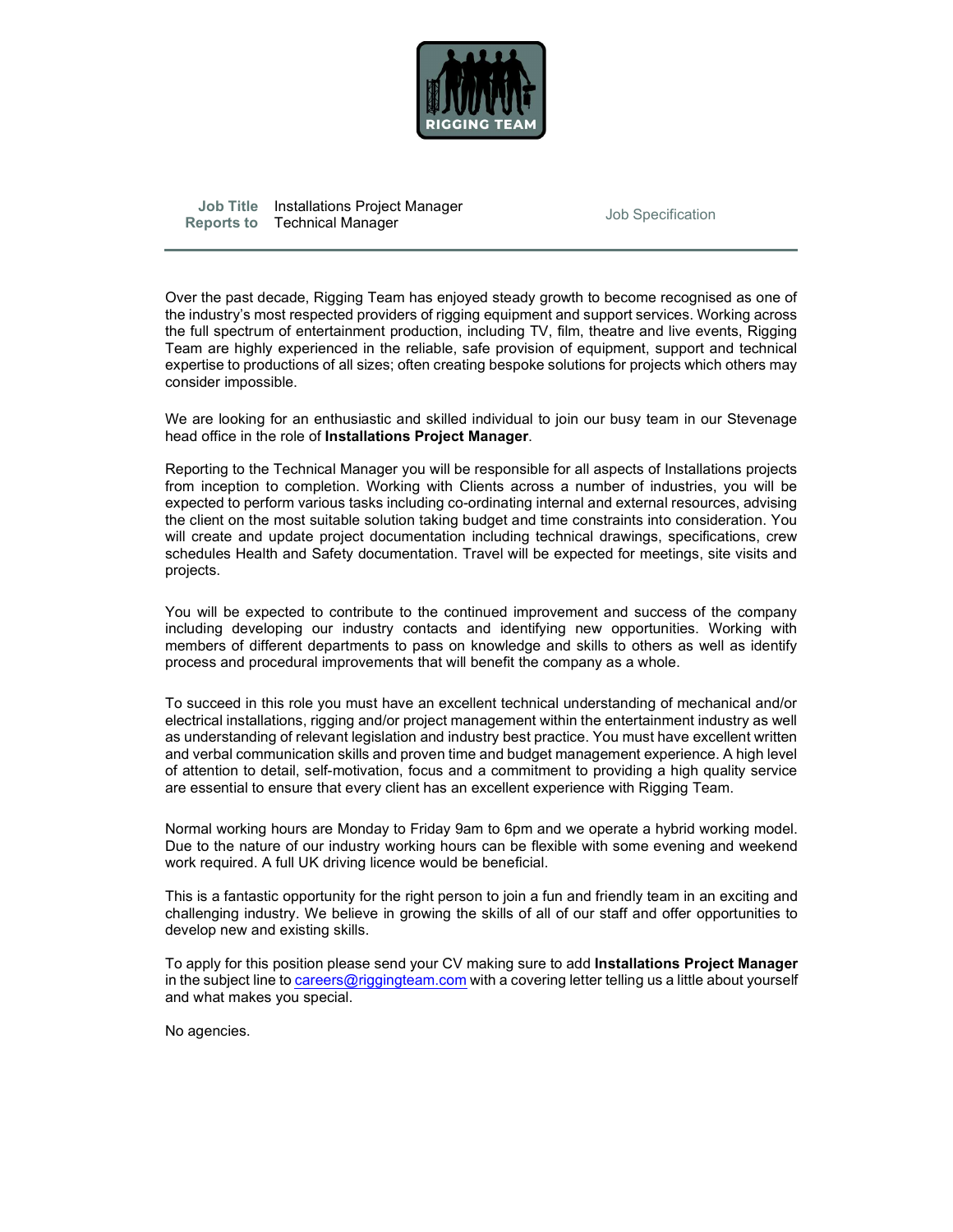RIGGING TEAM

| | | |
|---|---|---|
| **Job Title** | Installations Project Manager | Job Specification |
| **Reports to** | Technical Manager | |

Over the past decade, Rigging Team has enjoyed steady growth to become recognised as one of the industry's most respected providers of rigging equipment and support services. Working across the full spectrum of entertainment production, including TV, film, theatre and live events, Rigging Team are highly experienced in the reliable, safe provision of equipment, support and technical expertise to productions of all sizes; often creating bespoke solutions for projects which others may consider impossible.

We are looking for an enthusiastic and skilled individual to join our busy team in our Stevenage head office in the role of **Installations Project Manager**.

Reporting to the Technical Manager you will be responsible for all aspects of Installations projects from inception to completion. Working with Clients across a number of industries, you will be expected to perform various tasks including co-ordinating internal and external resources, advising the client on the most suitable solution taking budget and time constraints into consideration. You will create and update project documentation including technical drawings, specifications, crew schedules Health and Safety documentation. Travel will be expected for meetings, site visits and projects.

You will be expected to contribute to the continued improvement and success of the company including developing our industry contacts and identifying new opportunities. Working with members of different departments to pass on knowledge and skills to others as well as identify process and procedural improvements that will benefit the company as a whole.

To succeed in this role you must have an excellent technical understanding of mechanical and/or electrical installations, rigging and/or project management within the entertainment industry as well as understanding of relevant legislation and industry best practice. You must have excellent written and verbal communication skills and proven time and budget management experience. A high level of attention to detail, self-motivation, focus and a commitment to providing a high quality service are essential to ensure that every client has an excellent experience with Rigging Team.

Normal working hours are Monday to Friday 9am to 6pm and we operate a hybrid working model. Due to the nature of our industry working hours can be flexible with some evening and weekend work required. A full UK driving licence would be beneficial.

This is a fantastic opportunity for the right person to join a fun and friendly team in an exciting and challenging industry. We believe in growing the skills of all of our staff and offer opportunities to develop new and existing skills.

To apply for this position please send your CV making sure to add **Installations Project Manager** in the subject line to careers@riggingteam.com with a covering letter telling us a little about yourself and what makes you special.

No agencies.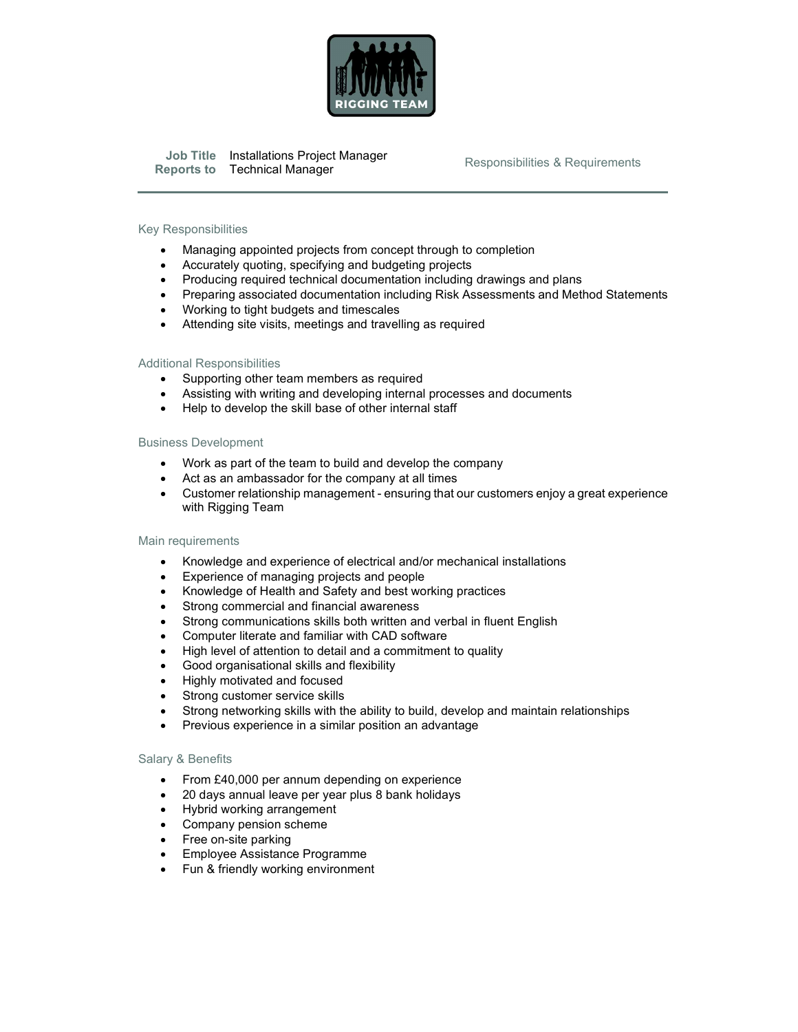**Job Title** Installations Project Manager
**Reports to** Technical Manager

Responsibilities & Requirements

## Key Responsibilities

- Managing appointed projects from concept through to completion
- Accurately quoting, specifying and budgeting projects
- Producing required technical documentation including drawings and plans
- Preparing associated documentation including Risk Assessments and Method Statements
- Working to tight budgets and timescales
- Attending site visits, meetings and travelling as required

## Additional Responsibilities

- Supporting other team members as required
- Assisting with writing and developing internal processes and documents
- Help to develop the skill base of other internal staff

## Business Development

- Work as part of the team to build and develop the company
- Act as an ambassador for the company at all times
- Customer relationship management - ensuring that our customers enjoy a great experience with Rigging Team

## Main requirements

- Knowledge and experience of electrical and/or mechanical installations
- Experience of managing projects and people
- Knowledge of Health and Safety and best working practices
- Strong commercial and financial awareness
- Strong communications skills both written and verbal in fluent English
- Computer literate and familiar with CAD software
- High level of attention to detail and a commitment to quality
- Good organisational skills and flexibility
- Highly motivated and focused
- Strong customer service skills
- Strong networking skills with the ability to build, develop and maintain relationships
- Previous experience in a similar position an advantage

## Salary & Benefits

- From £40,000 per annum depending on experience
- 20 days annual leave per year plus 8 bank holidays
- Hybrid working arrangement
- Company pension scheme
- Free on-site parking
- Employee Assistance Programme
- Fun & friendly working environment